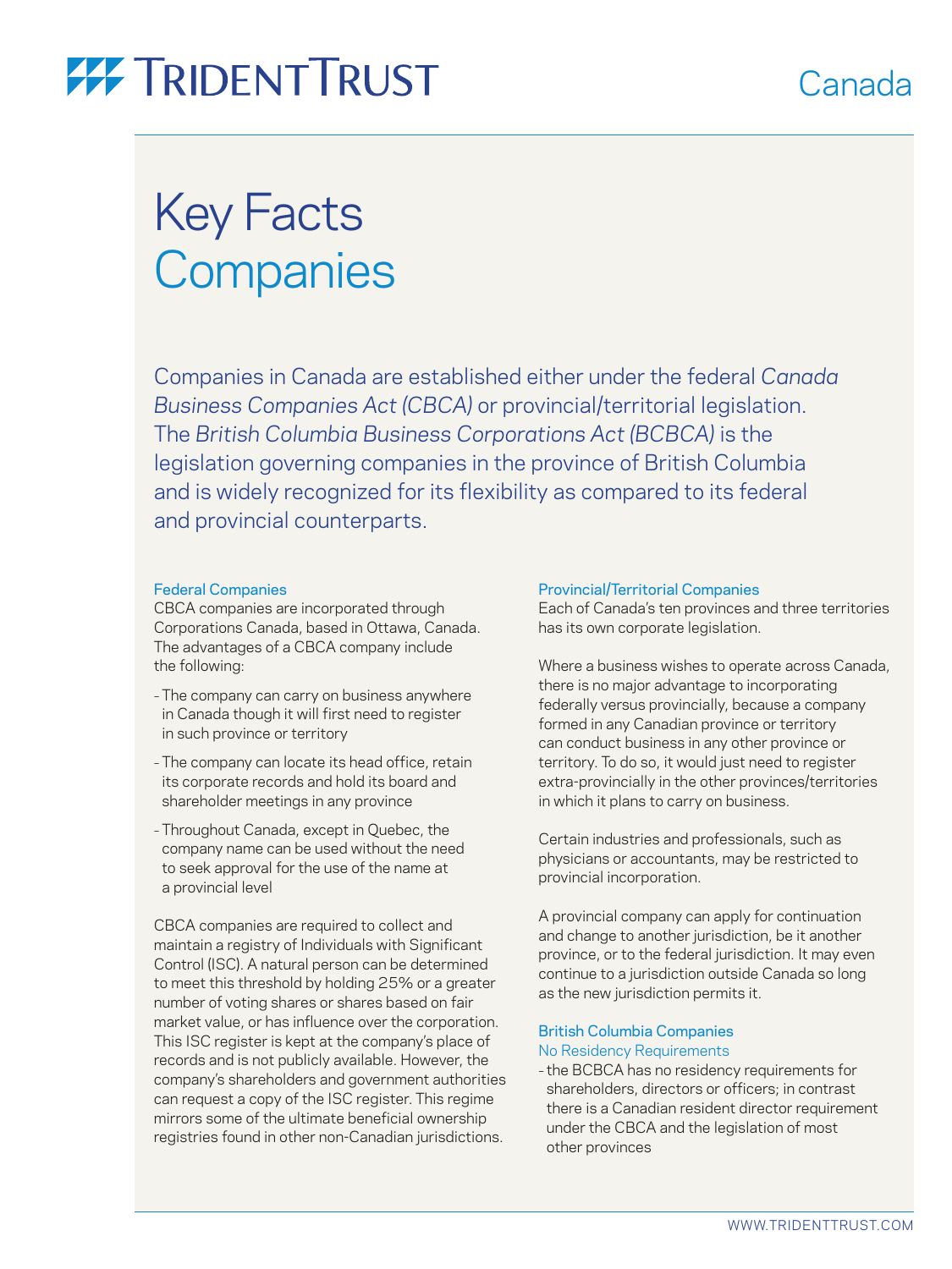TRIDENT TRUST

Canada

# Key Facts
# Companies

Companies in Canada are established either under the federal *Canada Business Companies Act (CBCA)* or provincial/territorial legislation. The *British Columbia Business Corporations Act (BCBCA)* is the legislation governing companies in the province of British Columbia and is widely recognized for its flexibility as compared to its federal and provincial counterparts.

### Federal Companies

CBCA companies are incorporated through Corporations Canada, based in Ottawa, Canada. The advantages of a CBCA company include the following:

- The company can carry on business anywhere in Canada though it will first need to register in such province or territory
- The company can locate its head office, retain its corporate records and hold its board and shareholder meetings in any province
- Throughout Canada, except in Quebec, the company name can be used without the need to seek approval for the use of the name at a provincial level

CBCA companies are required to collect and maintain a registry of Individuals with Significant Control (ISC). A natural person can be determined to meet this threshold by holding 25% or a greater number of voting shares or shares based on fair market value, or has influence over the corporation. This ISC register is kept at the company's place of records and is not publicly available. However, the company's shareholders and government authorities can request a copy of the ISC register. This regime mirrors some of the ultimate beneficial ownership registries found in other non-Canadian jurisdictions.

### Provincial/Territorial Companies

Each of Canada's ten provinces and three territories has its own corporate legislation.

Where a business wishes to operate across Canada, there is no major advantage to incorporating federally versus provincially, because a company formed in any Canadian province or territory can conduct business in any other province or territory. To do so, it would just need to register extra-provincially in the other provinces/territories in which it plans to carry on business.

Certain industries and professionals, such as physicians or accountants, may be restricted to provincial incorporation.

A provincial company can apply for continuation and change to another jurisdiction, be it another province, or to the federal jurisdiction. It may even continue to a jurisdiction outside Canada so long as the new jurisdiction permits it.

### British Columbia Companies

#### No Residency Requirements

- the BCBCA has no residency requirements for shareholders, directors or officers; in contrast there is a Canadian resident director requirement under the CBCA and the legislation of most other provinces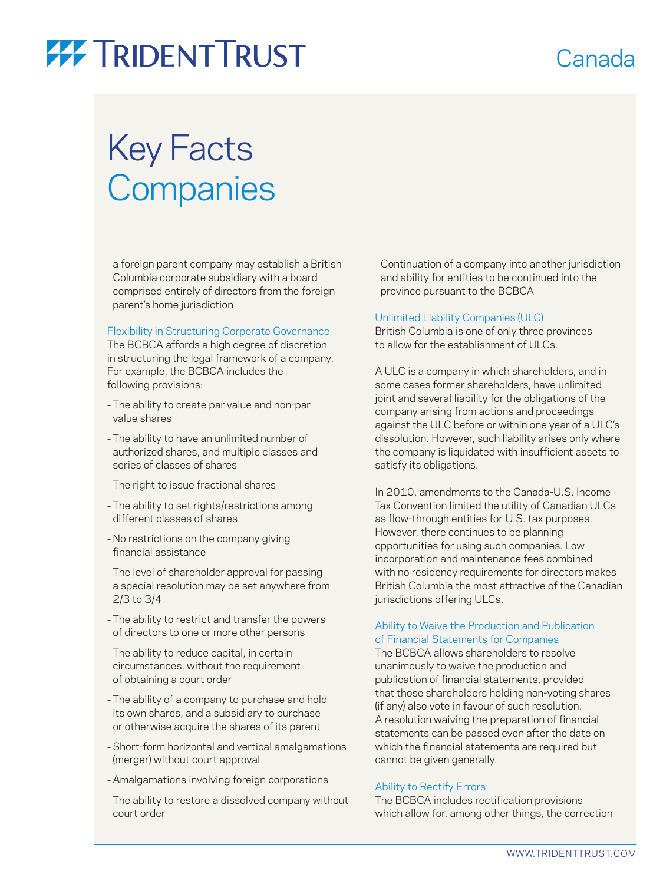# Key Facts
# Companies

- a foreign parent company may establish a British Columbia corporate subsidiary with a board comprised entirely of directors from the foreign parent's home jurisdiction

### Flexibility in Structuring Corporate Governance

The BCBCA affords a high degree of discretion in structuring the legal framework of a company. For example, the BCBCA includes the following provisions:

- The ability to create par value and non-par value shares
- The ability to have an unlimited number of authorized shares, and multiple classes and series of classes of shares
- The right to issue fractional shares
- The ability to set rights/restrictions among different classes of shares
- No restrictions on the company giving financial assistance
- The level of shareholder approval for passing a special resolution may be set anywhere from 2/3 to 3/4
- The ability to restrict and transfer the powers of directors to one or more other persons
- The ability to reduce capital, in certain circumstances, without the requirement of obtaining a court order
- The ability of a company to purchase and hold its own shares, and a subsidiary to purchase or otherwise acquire the shares of its parent
- Short-form horizontal and vertical amalgamations (merger) without court approval
- Amalgamations involving foreign corporations
- The ability to restore a dissolved company without court order
- Continuation of a company into another jurisdiction and ability for entities to be continued into the province pursuant to the BCBCA

### Unlimited Liability Companies (ULC)

British Columbia is one of only three provinces to allow for the establishment of ULCs.

A ULC is a company in which shareholders, and in some cases former shareholders, have unlimited joint and several liability for the obligations of the company arising from actions and proceedings against the ULC before or within one year of a ULC's dissolution. However, such liability arises only where the company is liquidated with insufficient assets to satisfy its obligations.

In 2010, amendments to the Canada-U.S. Income Tax Convention limited the utility of Canadian ULCs as flow-through entities for U.S. tax purposes. However, there continues to be planning opportunities for using such companies. Low incorporation and maintenance fees combined with no residency requirements for directors makes British Columbia the most attractive of the Canadian jurisdictions offering ULCs.

### Ability to Waive the Production and Publication of Financial Statements for Companies

The BCBCA allows shareholders to resolve unanimously to waive the production and publication of financial statements, provided that those shareholders holding non-voting shares (if any) also vote in favour of such resolution. A resolution waiving the preparation of financial statements can be passed even after the date on which the financial statements are required but cannot be given generally.

### Ability to Rectify Errors

The BCBCA includes rectification provisions which allow for, among other things, the correction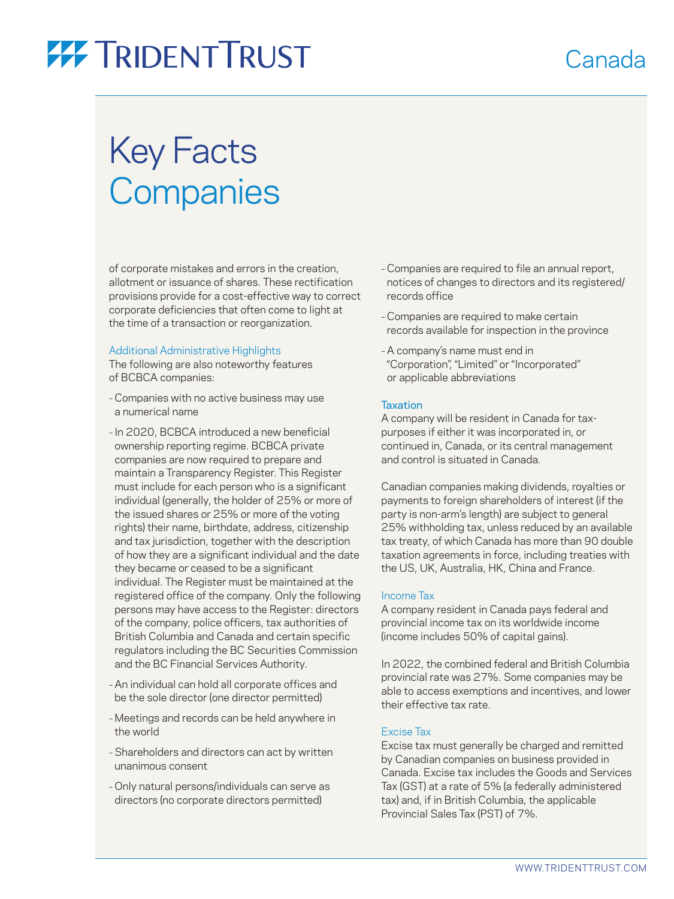of corporate mistakes and errors in the creation, allotment or issuance of shares. These rectification provisions provide for a cost-effective way to correct corporate deficiencies that often come to light at the time of a transaction or reorganization.

### Additional Administrative Highlights

The following are also noteworthy features of BCBCA companies:

- Companies with no active business may use a numerical name
- In 2020, BCBCA introduced a new beneficial ownership reporting regime. BCBCA private companies are now required to prepare and maintain a Transparency Register. This Register must include for each person who is a significant individual (generally, the holder of 25% or more of the issued shares or 25% or more of the voting rights) their name, birthdate, address, citizenship and tax jurisdiction, together with the description of how they are a significant individual and the date they became or ceased to be a significant individual. The Register must be maintained at the registered office of the company. Only the following persons may have access to the Register: directors of the company, police officers, tax authorities of British Columbia and Canada and certain specific regulators including the BC Securities Commission and the BC Financial Services Authority.
- An individual can hold all corporate offices and be the sole director (one director permitted)
- Meetings and records can be held anywhere in the world
- Shareholders and directors can act by written unanimous consent
- Only natural persons/individuals can serve as directors (no corporate directors permitted)
- Companies are required to file an annual report, notices of changes to directors and its registered/records office
- Companies are required to make certain records available for inspection in the province
- A company's name must end in "Corporation", "Limited" or "Incorporated" or applicable abbreviations

### Taxation

A company will be resident in Canada for tax-purposes if either it was incorporated in, or continued in, Canada, or its central management and control is situated in Canada.

Canadian companies making dividends, royalties or payments to foreign shareholders of interest (if the party is non-arm's length) are subject to general 25% withholding tax, unless reduced by an available tax treaty, of which Canada has more than 90 double taxation agreements in force, including treaties with the US, UK, Australia, HK, China and France.

### Income Tax

A company resident in Canada pays federal and provincial income tax on its worldwide income (income includes 50% of capital gains).

In 2022, the combined federal and British Columbia provincial rate was 27%. Some companies may be able to access exemptions and incentives, and lower their effective tax rate.

### Excise Tax

Excise tax must generally be charged and remitted by Canadian companies on business provided in Canada. Excise tax includes the Goods and Services Tax (GST) at a rate of 5% (a federally administered tax) and, if in British Columbia, the applicable Provincial Sales Tax (PST) of 7%.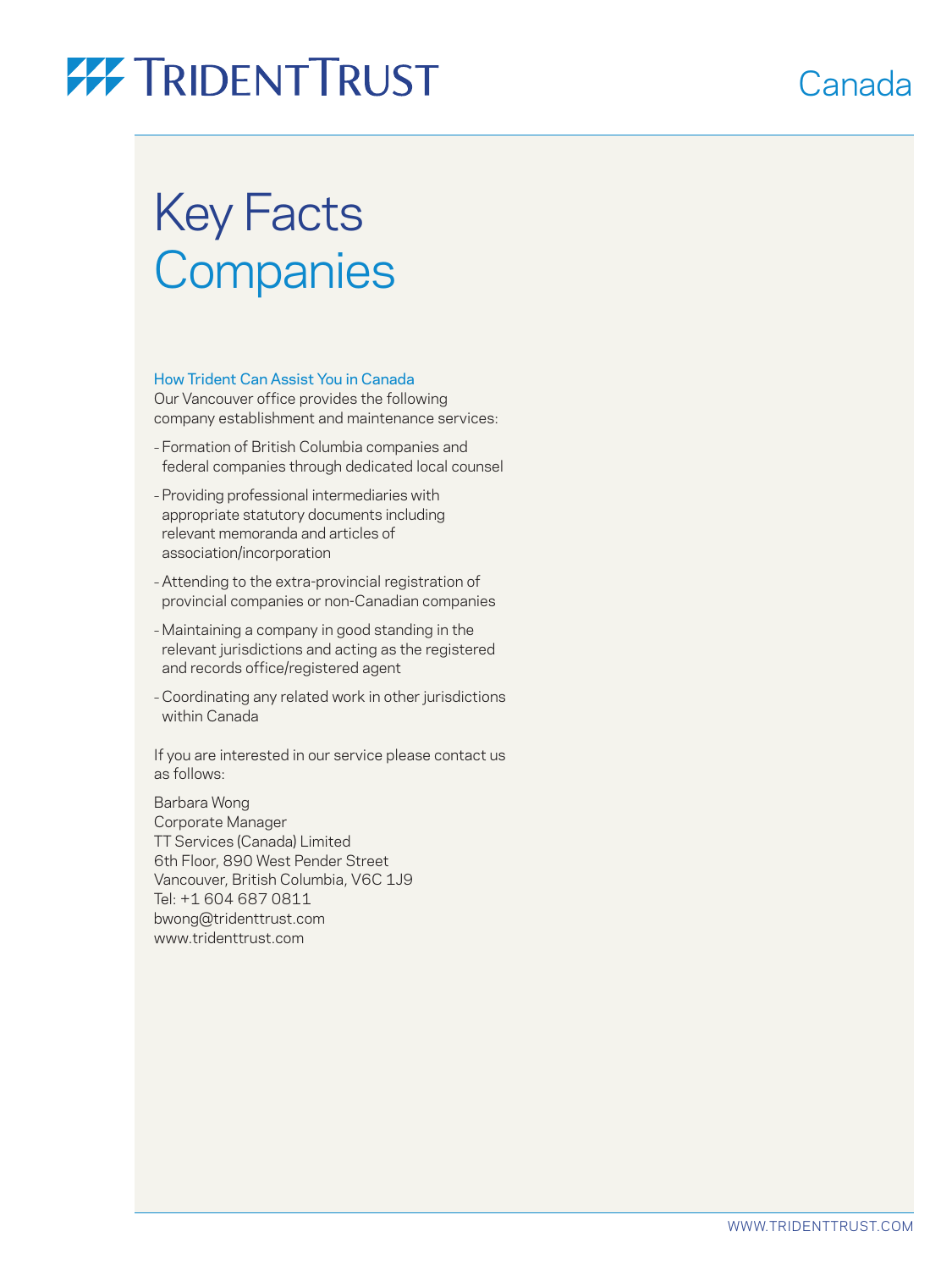TRIDENT TRUST

Canada

# Key Facts
## Companies

### How Trident Can Assist You in Canada

Our Vancouver office provides the following company establishment and maintenance services:

- Formation of British Columbia companies and federal companies through dedicated local counsel
- Providing professional intermediaries with appropriate statutory documents including relevant memoranda and articles of association/incorporation
- Attending to the extra-provincial registration of provincial companies or non-Canadian companies
- Maintaining a company in good standing in the relevant jurisdictions and acting as the registered and records office/registered agent
- Coordinating any related work in other jurisdictions within Canada

If you are interested in our service please contact us as follows:

Barbara Wong
Corporate Manager
TT Services (Canada) Limited
6th Floor, 890 West Pender Street
Vancouver, British Columbia, V6C 1J9
Tel: +1 604 687 0811
bwong@tridenttrust.com
www.tridenttrust.com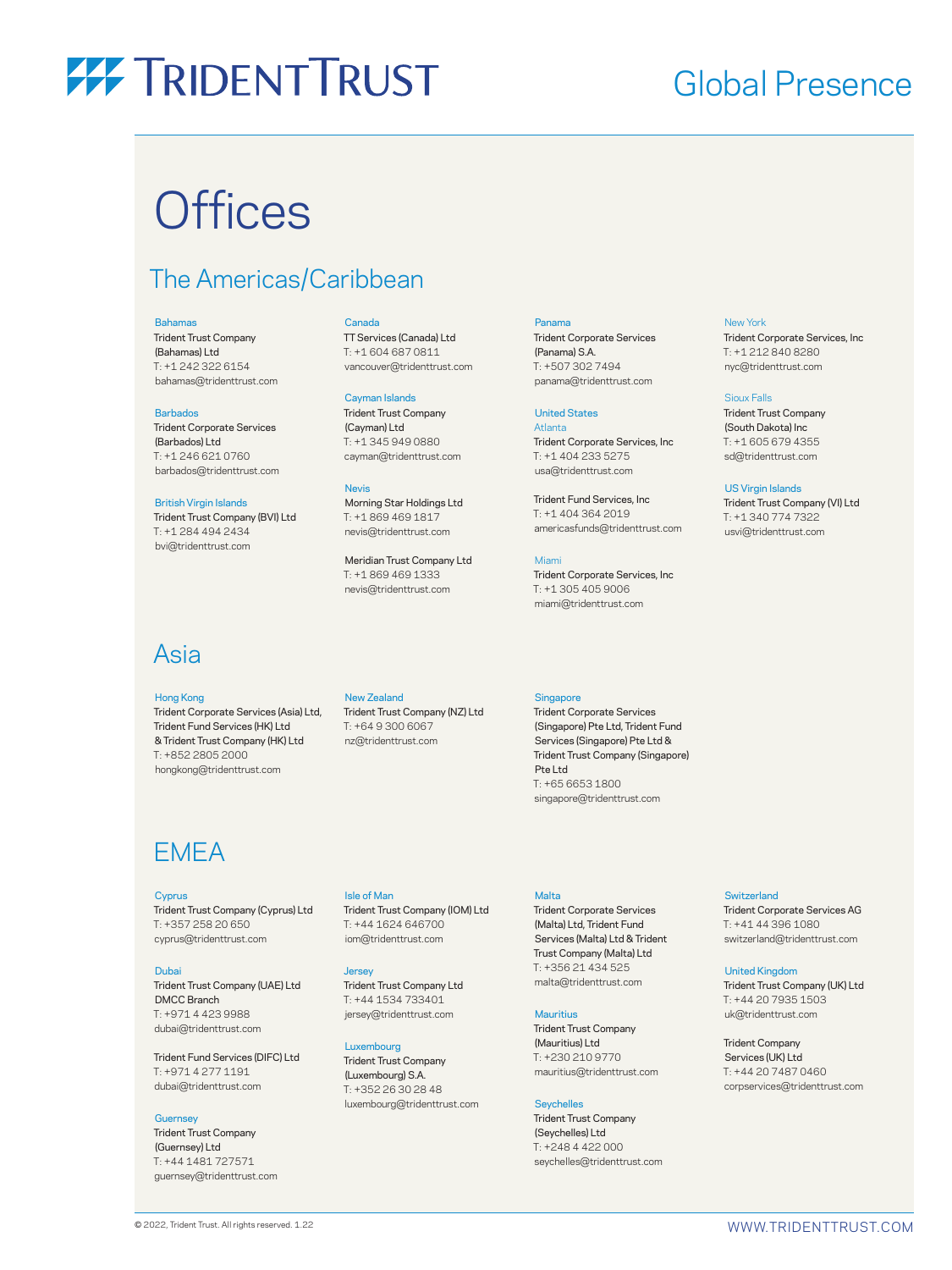# TRIDENT TRUST

# Global Presence

## Offices

### The Americas/Caribbean

**Bahamas**
Trident Trust Company (Bahamas) Ltd
T: +1 242 322 6154
bahamas@tridenttrust.com

**Barbados**
Trident Corporate Services (Barbados) Ltd
T: +1 246 621 0760
barbados@tridenttrust.com

**British Virgin Islands**
Trident Trust Company (BVI) Ltd
T: +1 284 494 2434
bvi@tridenttrust.com

**Canada**
TT Services (Canada) Ltd
T: +1 604 687 0811
vancouver@tridenttrust.com

**Cayman Islands**
Trident Trust Company (Cayman) Ltd
T: +1 345 949 0880
cayman@tridenttrust.com

**Nevis**
Morning Star Holdings Ltd
T: +1 869 469 1817
nevis@tridenttrust.com

Meridian Trust Company Ltd
T: +1 869 469 1333
nevis@tridenttrust.com

**Panama**
Trident Corporate Services (Panama) S.A.
T: +507 302 7494
panama@tridenttrust.com

**United States**

Atlanta
Trident Corporate Services, Inc
T: +1 404 233 5275
usa@tridenttrust.com

Trident Fund Services, Inc
T: +1 404 364 2019
americasfunds@tridenttrust.com

Miami
Trident Corporate Services, Inc
T: +1 305 405 9006
miami@tridenttrust.com

New York
Trident Corporate Services, Inc
T: +1 212 840 8280
nyc@tridenttrust.com

Sioux Falls
Trident Trust Company (South Dakota) Inc
T: +1 605 679 4355
sd@tridenttrust.com

**US Virgin Islands**
Trident Trust Company (VI) Ltd
T: +1 340 774 7322
usvi@tridenttrust.com

### Asia

**Hong Kong**
Trident Corporate Services (Asia) Ltd, Trident Fund Services (HK) Ltd & Trident Trust Company (HK) Ltd
T: +852 2805 2000
hongkong@tridenttrust.com

**New Zealand**
Trident Trust Company (NZ) Ltd
T: +64 9 300 6067
nz@tridenttrust.com

**Singapore**
Trident Corporate Services (Singapore) Pte Ltd, Trident Fund Services (Singapore) Pte Ltd & Trident Trust Company (Singapore) Pte Ltd
T: +65 6653 1800
singapore@tridenttrust.com

### EMEA

**Cyprus**
Trident Trust Company (Cyprus) Ltd
T: +357 258 20 650
cyprus@tridenttrust.com

**Dubai**
Trident Trust Company (UAE) Ltd DMCC Branch
T: +971 4 423 9988
dubai@tridenttrust.com

Trident Fund Services (DIFC) Ltd
T: +971 4 277 1191
dubai@tridenttrust.com

**Guernsey**
Trident Trust Company (Guernsey) Ltd
T: +44 1481 727571
guernsey@tridenttrust.com

**Isle of Man**
Trident Trust Company (IOM) Ltd
T: +44 1624 646700
iom@tridenttrust.com

**Jersey**
Trident Trust Company Ltd
T: +44 1534 733401
jersey@tridenttrust.com

**Luxembourg**
Trident Trust Company (Luxembourg) S.A.
T: +352 26 30 28 48
luxembourg@tridenttrust.com

**Malta**
Trident Corporate Services (Malta) Ltd, Trident Fund Services (Malta) Ltd & Trident Trust Company (Malta) Ltd
T: +356 21 434 525
malta@tridenttrust.com

**Mauritius**
Trident Trust Company (Mauritius) Ltd
T: +230 210 9770
mauritius@tridenttrust.com

**Seychelles**
Trident Trust Company (Seychelles) Ltd
T: +248 4 422 000
seychelles@tridenttrust.com

**Switzerland**
Trident Corporate Services AG
T: +41 44 396 1080
switzerland@tridenttrust.com

**United Kingdom**
Trident Trust Company (UK) Ltd
T: +44 20 7935 1503
uk@tridenttrust.com

Trident Company Services (UK) Ltd
T: +44 20 7487 0460
corpservices@tridenttrust.com

© 2022, Trident Trust. All rights reserved. 1.22

WWW.TRIDENTTRUST.COM